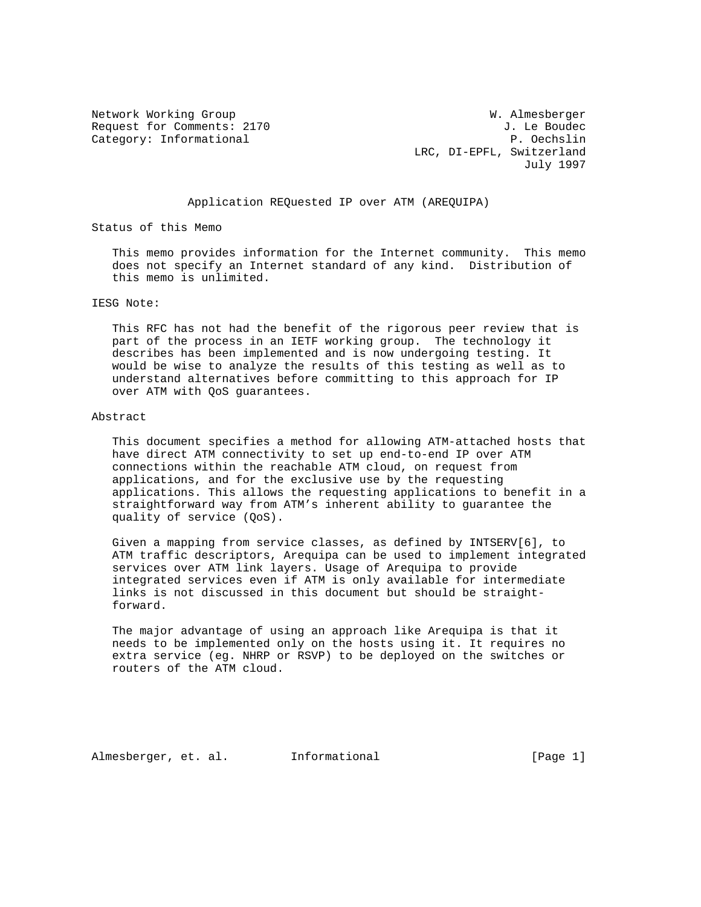Network Working Group
Request for Comments: 2170
Category: Informational

W. Almesberger
J. Le Boudec
P. Oechslin
LRC, DI-EPFL, Switzerland
July 1997

# Application REQuested IP over ATM (AREQUIPA)

## Status of this Memo

This memo provides information for the Internet community. This memo does not specify an Internet standard of any kind. Distribution of this memo is unlimited.

## IESG Note:

This RFC has not had the benefit of the rigorous peer review that is part of the process in an IETF working group. The technology it describes has been implemented and is now undergoing testing. It would be wise to analyze the results of this testing as well as to understand alternatives before committing to this approach for IP over ATM with QoS guarantees.

## Abstract

This document specifies a method for allowing ATM-attached hosts that have direct ATM connectivity to set up end-to-end IP over ATM connections within the reachable ATM cloud, on request from applications, and for the exclusive use by the requesting applications. This allows the requesting applications to benefit in a straightforward way from ATM's inherent ability to guarantee the quality of service (QoS).

Given a mapping from service classes, as defined by INTSERV[6], to ATM traffic descriptors, Arequipa can be used to implement integrated services over ATM link layers. Usage of Arequipa to provide integrated services even if ATM is only available for intermediate links is not discussed in this document but should be straight-forward.

The major advantage of using an approach like Arequipa is that it needs to be implemented only on the hosts using it. It requires no extra service (eg. NHRP or RSVP) to be deployed on the switches or routers of the ATM cloud.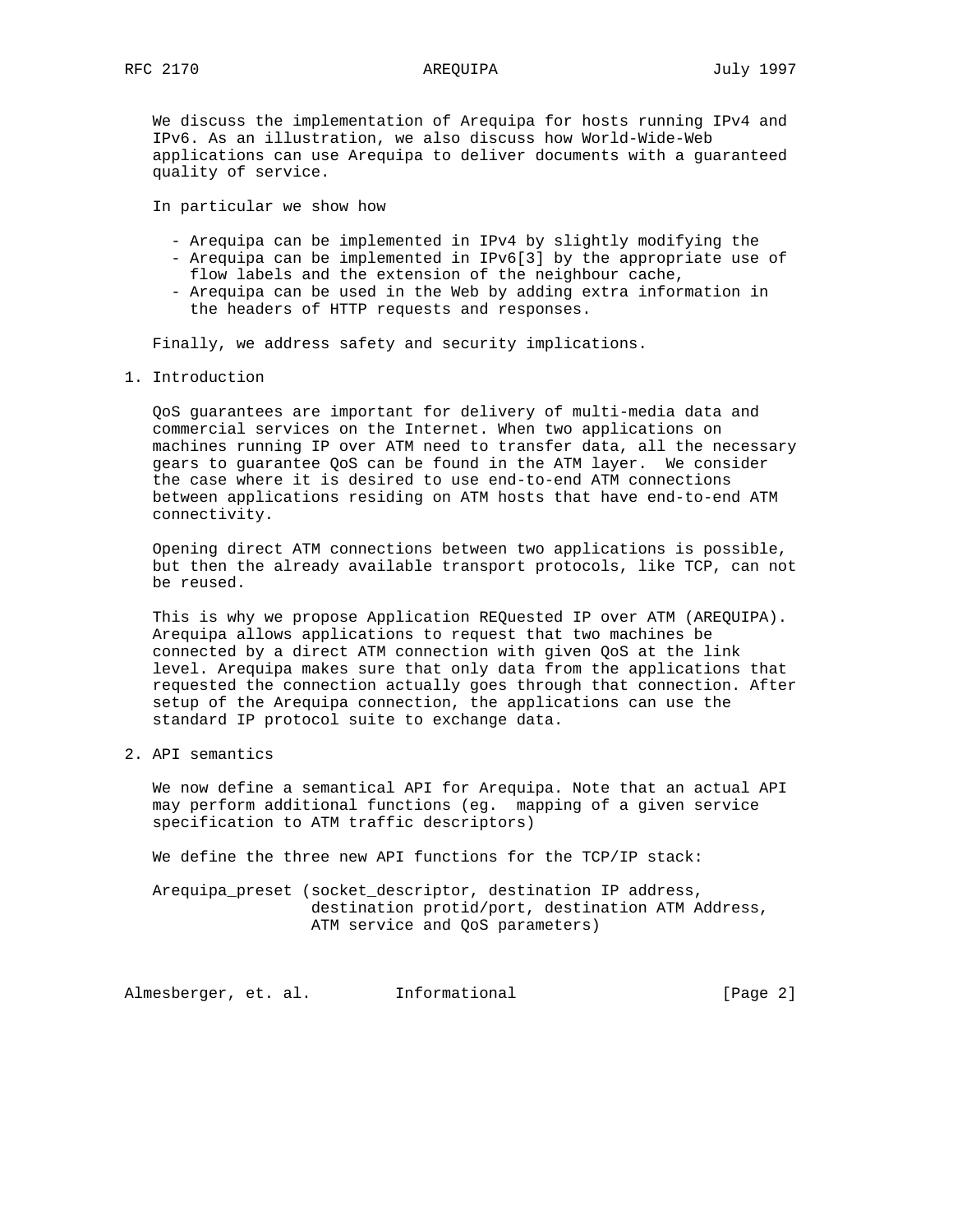We discuss the implementation of Arequipa for hosts running IPv4 and IPv6. As an illustration, we also discuss how World-Wide-Web applications can use Arequipa to deliver documents with a guaranteed quality of service.

In particular we show how

- Arequipa can be implemented in IPv4 by slightly modifying the
- Arequipa can be implemented in IPv6[3] by the appropriate use of flow labels and the extension of the neighbour cache,
- Arequipa can be used in the Web by adding extra information in the headers of HTTP requests and responses.

Finally, we address safety and security implications.

## 1. Introduction

QoS guarantees are important for delivery of multi-media data and commercial services on the Internet. When two applications on machines running IP over ATM need to transfer data, all the necessary gears to guarantee QoS can be found in the ATM layer.  We consider the case where it is desired to use end-to-end ATM connections between applications residing on ATM hosts that have end-to-end ATM connectivity.

Opening direct ATM connections between two applications is possible, but then the already available transport protocols, like TCP, can not be reused.

This is why we propose Application REQuested IP over ATM (AREQUIPA). Arequipa allows applications to request that two machines be connected by a direct ATM connection with given QoS at the link level. Arequipa makes sure that only data from the applications that requested the connection actually goes through that connection. After setup of the Arequipa connection, the applications can use the standard IP protocol suite to exchange data.

## 2. API semantics

We now define a semantical API for Arequipa. Note that an actual API may perform additional functions (eg.  mapping of a given service specification to ATM traffic descriptors)

We define the three new API functions for the TCP/IP stack:

```
Arequipa_preset (socket_descriptor, destination IP address,
                 destination protid/port, destination ATM Address,
                 ATM service and QoS parameters)
```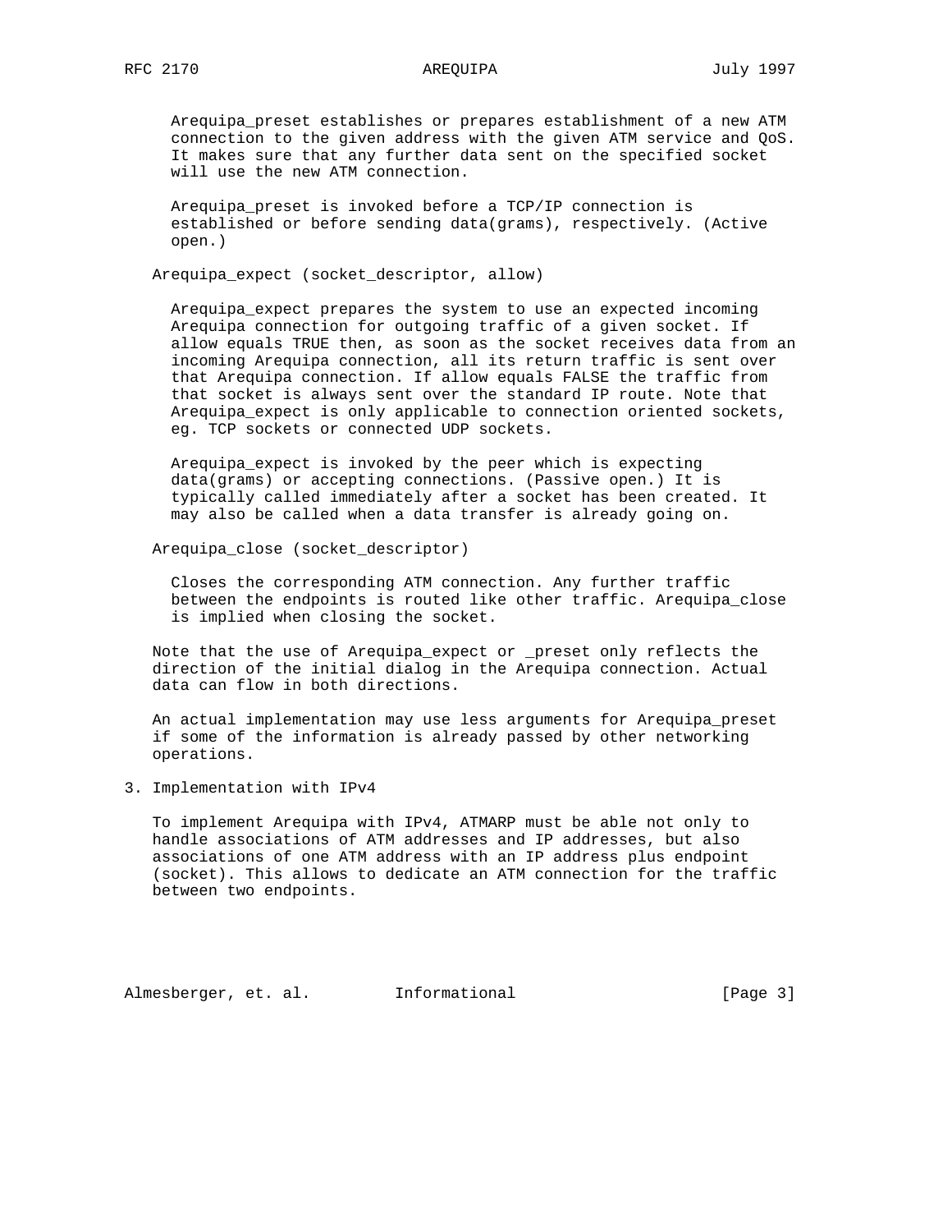Arequipa_preset establishes or prepares establishment of a new ATM connection to the given address with the given ATM service and QoS. It makes sure that any further data sent on the specified socket will use the new ATM connection.

Arequipa_preset is invoked before a TCP/IP connection is established or before sending data(grams), respectively. (Active open.)

Arequipa_expect (socket_descriptor, allow)

Arequipa_expect prepares the system to use an expected incoming Arequipa connection for outgoing traffic of a given socket. If allow equals TRUE then, as soon as the socket receives data from an incoming Arequipa connection, all its return traffic is sent over that Arequipa connection. If allow equals FALSE the traffic from that socket is always sent over the standard IP route. Note that Arequipa_expect is only applicable to connection oriented sockets, eg. TCP sockets or connected UDP sockets.

Arequipa_expect is invoked by the peer which is expecting data(grams) or accepting connections. (Passive open.) It is typically called immediately after a socket has been created. It may also be called when a data transfer is already going on.

Arequipa_close (socket_descriptor)

Closes the corresponding ATM connection. Any further traffic between the endpoints is routed like other traffic. Arequipa_close is implied when closing the socket.

Note that the use of Arequipa_expect or _preset only reflects the direction of the initial dialog in the Arequipa connection. Actual data can flow in both directions.

An actual implementation may use less arguments for Arequipa_preset if some of the information is already passed by other networking operations.

## 3. Implementation with IPv4

To implement Arequipa with IPv4, ATMARP must be able not only to handle associations of ATM addresses and IP addresses, but also associations of one ATM address with an IP address plus endpoint (socket). This allows to dedicate an ATM connection for the traffic between two endpoints.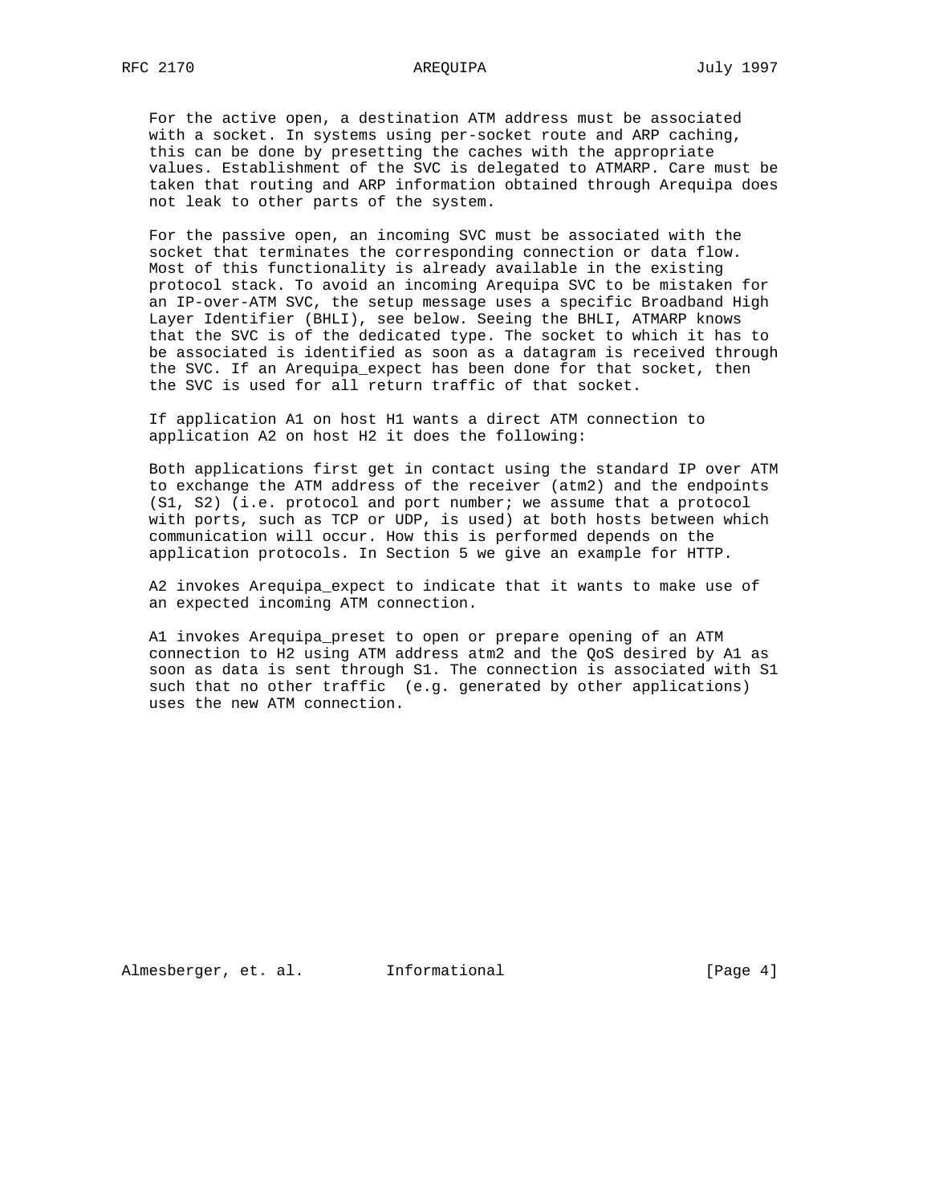For the active open, a destination ATM address must be associated with a socket. In systems using per-socket route and ARP caching, this can be done by presetting the caches with the appropriate values. Establishment of the SVC is delegated to ATMARP. Care must be taken that routing and ARP information obtained through Arequipa does not leak to other parts of the system.

For the passive open, an incoming SVC must be associated with the socket that terminates the corresponding connection or data flow. Most of this functionality is already available in the existing protocol stack. To avoid an incoming Arequipa SVC to be mistaken for an IP-over-ATM SVC, the setup message uses a specific Broadband High Layer Identifier (BHLI), see below. Seeing the BHLI, ATMARP knows that the SVC is of the dedicated type. The socket to which it has to be associated is identified as soon as a datagram is received through the SVC. If an Arequipa_expect has been done for that socket, then the SVC is used for all return traffic of that socket.

If application A1 on host H1 wants a direct ATM connection to application A2 on host H2 it does the following:

Both applications first get in contact using the standard IP over ATM to exchange the ATM address of the receiver (atm2) and the endpoints (S1, S2) (i.e. protocol and port number; we assume that a protocol with ports, such as TCP or UDP, is used) at both hosts between which communication will occur. How this is performed depends on the application protocols. In Section 5 we give an example for HTTP.

A2 invokes Arequipa_expect to indicate that it wants to make use of an expected incoming ATM connection.

A1 invokes Arequipa_preset to open or prepare opening of an ATM connection to H2 using ATM address atm2 and the QoS desired by A1 as soon as data is sent through S1. The connection is associated with S1 such that no other traffic (e.g. generated by other applications) uses the new ATM connection.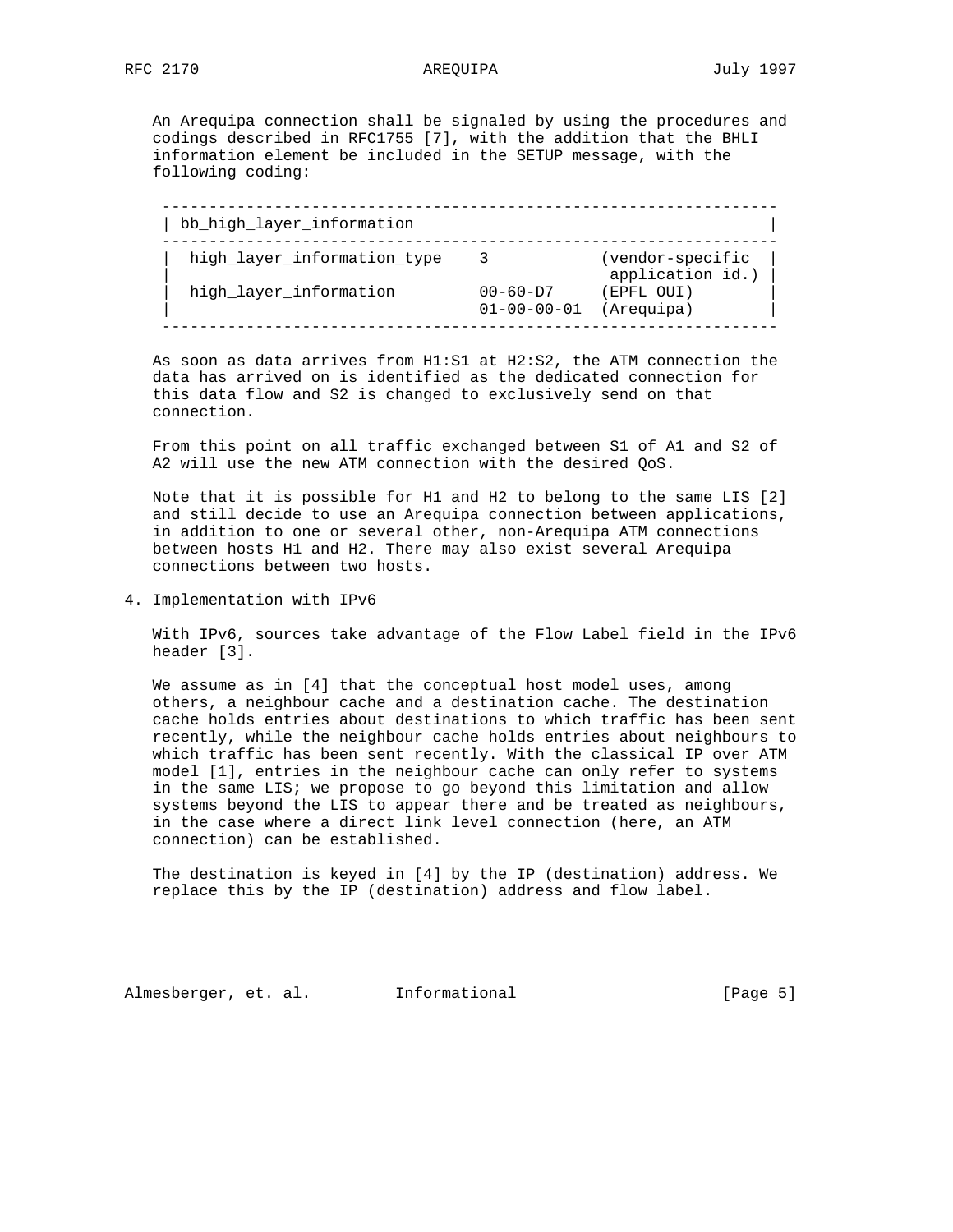An Arequipa connection shall be signaled by using the procedures and codings described in RFC1755 [7], with the addition that the BHLI information element be included in the SETUP message, with the following coding:

| bb_high_layer_information | | |
|---|---|---|
| high_layer_information_type | 3 | (vendor-specific application id.) |
| high_layer_information | 00-60-D7<br>01-00-00-01 | (EPFL OUI)<br>(Arequipa) |

As soon as data arrives from H1:S1 at H2:S2, the ATM connection the data has arrived on is identified as the dedicated connection for this data flow and S2 is changed to exclusively send on that connection.

From this point on all traffic exchanged between S1 of A1 and S2 of A2 will use the new ATM connection with the desired QoS.

Note that it is possible for H1 and H2 to belong to the same LIS [2] and still decide to use an Arequipa connection between applications, in addition to one or several other, non-Arequipa ATM connections between hosts H1 and H2. There may also exist several Arequipa connections between two hosts.

## 4. Implementation with IPv6

With IPv6, sources take advantage of the Flow Label field in the IPv6 header [3].

We assume as in [4] that the conceptual host model uses, among others, a neighbour cache and a destination cache. The destination cache holds entries about destinations to which traffic has been sent recently, while the neighbour cache holds entries about neighbours to which traffic has been sent recently. With the classical IP over ATM model [1], entries in the neighbour cache can only refer to systems in the same LIS; we propose to go beyond this limitation and allow systems beyond the LIS to appear there and be treated as neighbours, in the case where a direct link level connection (here, an ATM connection) can be established.

The destination is keyed in [4] by the IP (destination) address. We replace this by the IP (destination) address and flow label.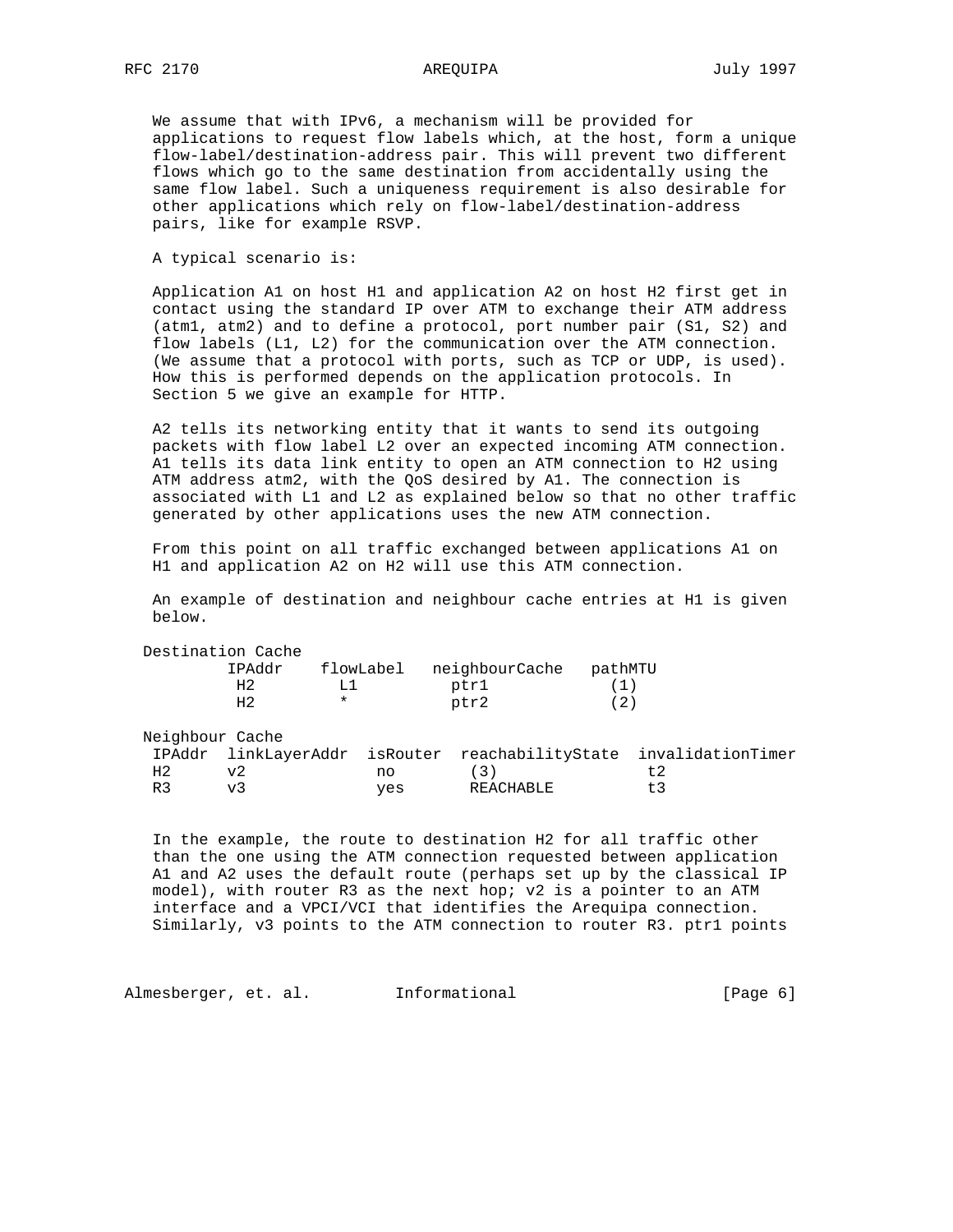We assume that with IPv6, a mechanism will be provided for applications to request flow labels which, at the host, form a unique flow-label/destination-address pair. This will prevent two different flows which go to the same destination from accidentally using the same flow label. Such a uniqueness requirement is also desirable for other applications which rely on flow-label/destination-address pairs, like for example RSVP.

A typical scenario is:

Application A1 on host H1 and application A2 on host H2 first get in contact using the standard IP over ATM to exchange their ATM address (atm1, atm2) and to define a protocol, port number pair (S1, S2) and flow labels (L1, L2) for the communication over the ATM connection. (We assume that a protocol with ports, such as TCP or UDP, is used). How this is performed depends on the application protocols. In Section 5 we give an example for HTTP.

A2 tells its networking entity that it wants to send its outgoing packets with flow label L2 over an expected incoming ATM connection. A1 tells its data link entity to open an ATM connection to H2 using ATM address atm2, with the QoS desired by A1. The connection is associated with L1 and L2 as explained below so that no other traffic generated by other applications uses the new ATM connection.

From this point on all traffic exchanged between applications A1 on H1 and application A2 on H2 will use this ATM connection.

An example of destination and neighbour cache entries at H1 is given below.

```
  Destination Cache
          IPAddr    flowLabel   neighbourCache   pathMTU
           H2         L1          ptr1             (1)
           H2         *           ptr2             (2)

  Neighbour Cache
   IPAddr  linkLayerAddr  isRouter  reachabilityState  invalidationTimer
   H2      v2             no        (3)                t2
   R3      v3             yes       REACHABLE          t3
```

In the example, the route to destination H2 for all traffic other than the one using the ATM connection requested between application A1 and A2 uses the default route (perhaps set up by the classical IP model), with router R3 as the next hop; v2 is a pointer to an ATM interface and a VPCI/VCI that identifies the Arequipa connection. Similarly, v3 points to the ATM connection to router R3. ptr1 points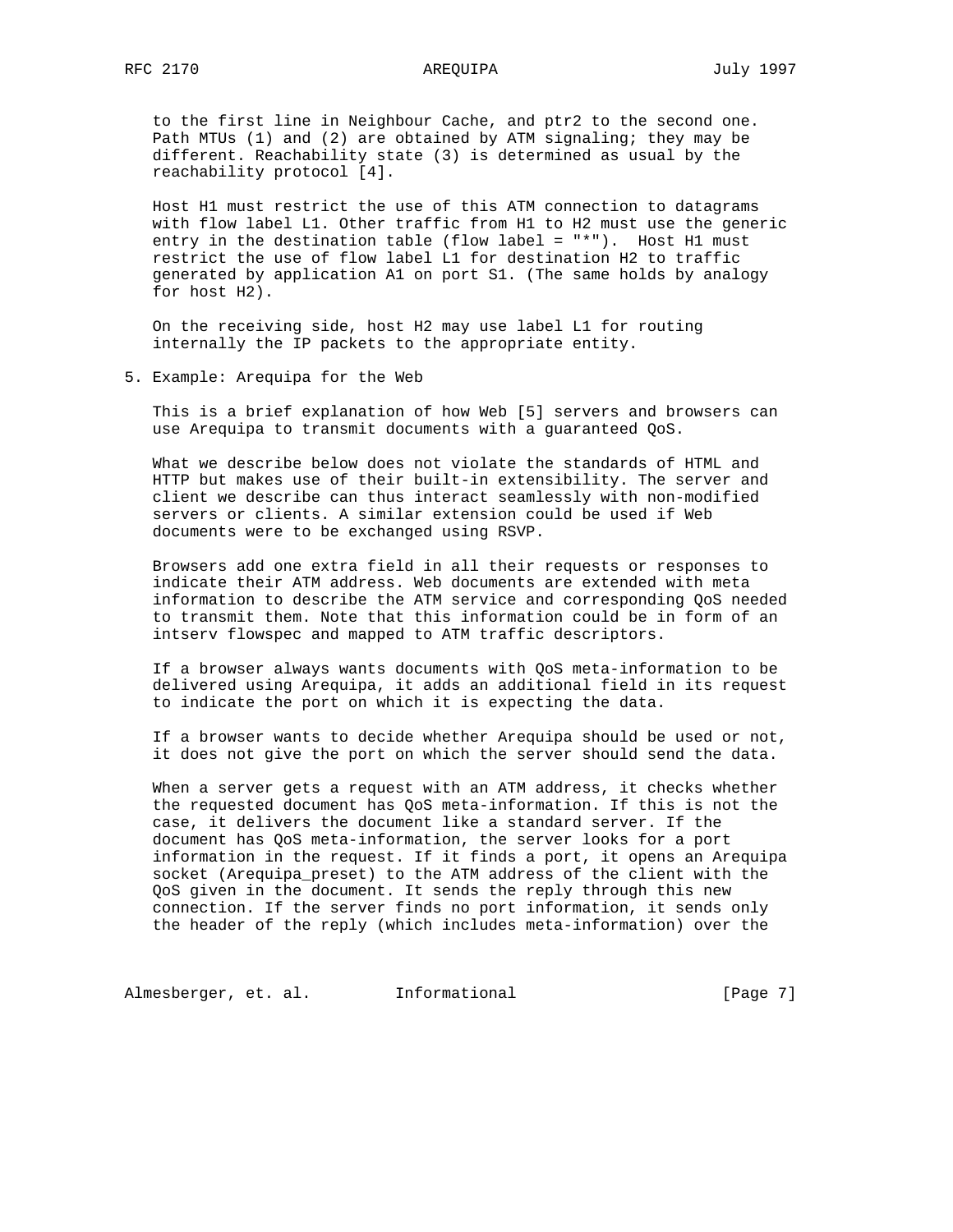to the first line in Neighbour Cache, and ptr2 to the second one. Path MTUs (1) and (2) are obtained by ATM signaling; they may be different. Reachability state (3) is determined as usual by the reachability protocol [4].

Host H1 must restrict the use of this ATM connection to datagrams with flow label L1. Other traffic from H1 to H2 must use the generic entry in the destination table (flow label = "*"). Host H1 must restrict the use of flow label L1 for destination H2 to traffic generated by application A1 on port S1. (The same holds by analogy for host H2).

On the receiving side, host H2 may use label L1 for routing internally the IP packets to the appropriate entity.

## 5. Example: Arequipa for the Web

This is a brief explanation of how Web [5] servers and browsers can use Arequipa to transmit documents with a guaranteed QoS.

What we describe below does not violate the standards of HTML and HTTP but makes use of their built-in extensibility. The server and client we describe can thus interact seamlessly with non-modified servers or clients. A similar extension could be used if Web documents were to be exchanged using RSVP.

Browsers add one extra field in all their requests or responses to indicate their ATM address. Web documents are extended with meta information to describe the ATM service and corresponding QoS needed to transmit them. Note that this information could be in form of an intserv flowspec and mapped to ATM traffic descriptors.

If a browser always wants documents with QoS meta-information to be delivered using Arequipa, it adds an additional field in its request to indicate the port on which it is expecting the data.

If a browser wants to decide whether Arequipa should be used or not, it does not give the port on which the server should send the data.

When a server gets a request with an ATM address, it checks whether the requested document has QoS meta-information. If this is not the case, it delivers the document like a standard server. If the document has QoS meta-information, the server looks for a port information in the request. If it finds a port, it opens an Arequipa socket (Arequipa_preset) to the ATM address of the client with the QoS given in the document. It sends the reply through this new connection. If the server finds no port information, it sends only the header of the reply (which includes meta-information) over the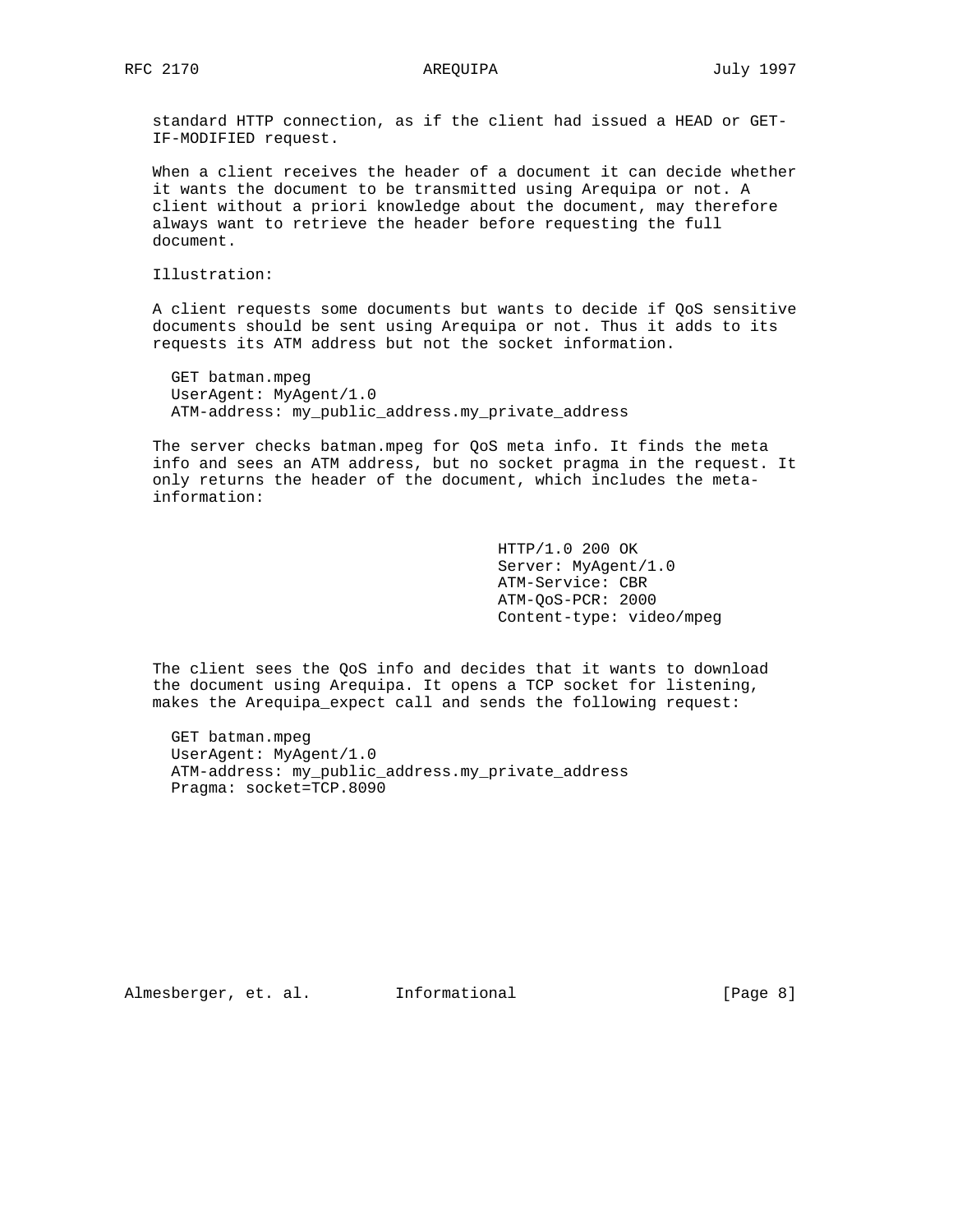standard HTTP connection, as if the client had issued a HEAD or GET-IF-MODIFIED request.

When a client receives the header of a document it can decide whether it wants the document to be transmitted using Arequipa or not. A client without a priori knowledge about the document, may therefore always want to retrieve the header before requesting the full document.

Illustration:

A client requests some documents but wants to decide if QoS sensitive documents should be sent using Arequipa or not. Thus it adds to its requests its ATM address but not the socket information.

```
GET batman.mpeg
UserAgent: MyAgent/1.0
ATM-address: my_public_address.my_private_address
```

The server checks batman.mpeg for QoS meta info. It finds the meta info and sees an ATM address, but no socket pragma in the request. It only returns the header of the document, which includes the meta-information:

```
HTTP/1.0 200 OK
Server: MyAgent/1.0
ATM-Service: CBR
ATM-QoS-PCR: 2000
Content-type: video/mpeg
```

The client sees the QoS info and decides that it wants to download the document using Arequipa. It opens a TCP socket for listening, makes the Arequipa_expect call and sends the following request:

```
GET batman.mpeg
UserAgent: MyAgent/1.0
ATM-address: my_public_address.my_private_address
Pragma: socket=TCP.8090
```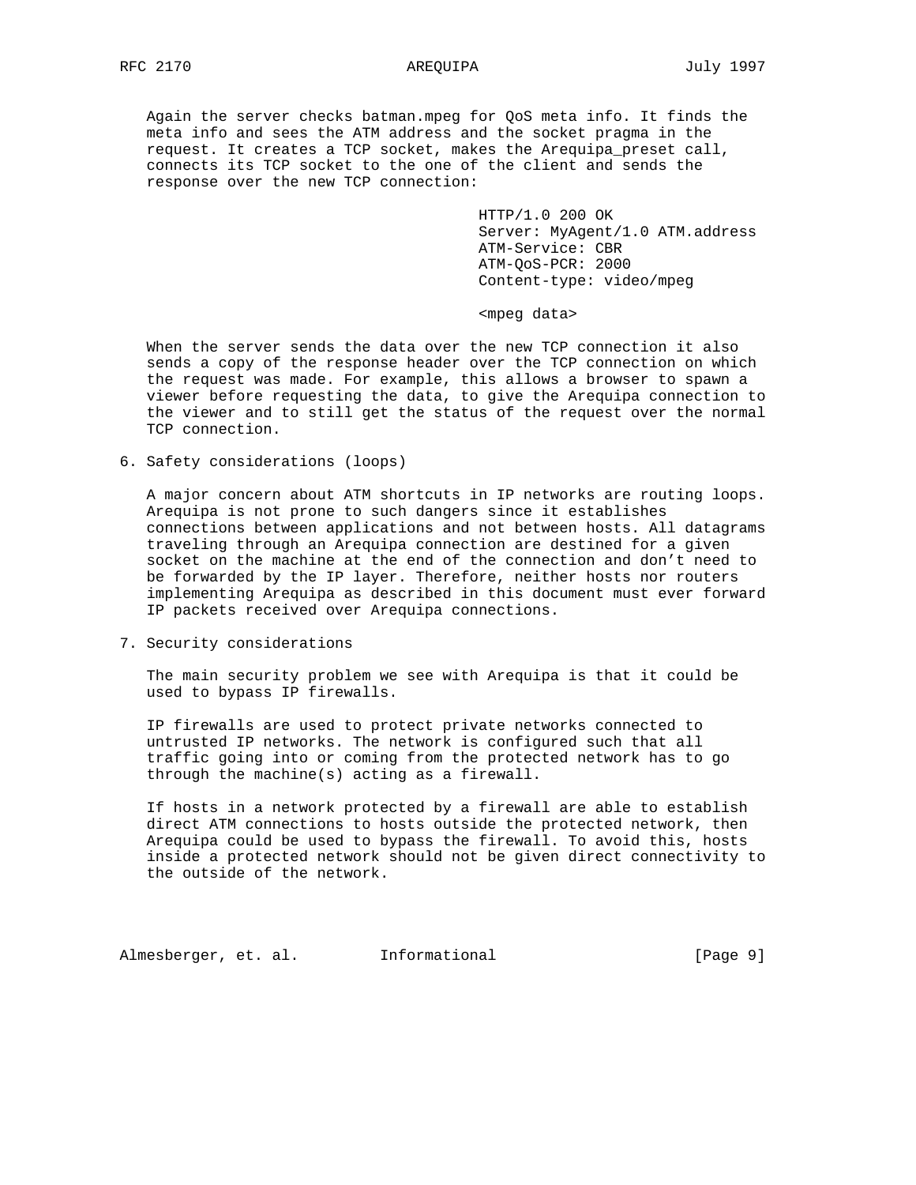Again the server checks batman.mpeg for QoS meta info. It finds the meta info and sees the ATM address and the socket pragma in the request. It creates a TCP socket, makes the Arequipa_preset call, connects its TCP socket to the one of the client and sends the response over the new TCP connection:

```
HTTP/1.0 200 OK
Server: MyAgent/1.0 ATM.address
ATM-Service: CBR
ATM-QoS-PCR: 2000
Content-type: video/mpeg

<mpeg data>
```

When the server sends the data over the new TCP connection it also sends a copy of the response header over the TCP connection on which the request was made. For example, this allows a browser to spawn a viewer before requesting the data, to give the Arequipa connection to the viewer and to still get the status of the request over the normal TCP connection.

## 6. Safety considerations (loops)

A major concern about ATM shortcuts in IP networks are routing loops. Arequipa is not prone to such dangers since it establishes connections between applications and not between hosts. All datagrams traveling through an Arequipa connection are destined for a given socket on the machine at the end of the connection and don't need to be forwarded by the IP layer. Therefore, neither hosts nor routers implementing Arequipa as described in this document must ever forward IP packets received over Arequipa connections.

## 7. Security considerations

The main security problem we see with Arequipa is that it could be used to bypass IP firewalls.

IP firewalls are used to protect private networks connected to untrusted IP networks. The network is configured such that all traffic going into or coming from the protected network has to go through the machine(s) acting as a firewall.

If hosts in a network protected by a firewall are able to establish direct ATM connections to hosts outside the protected network, then Arequipa could be used to bypass the firewall. To avoid this, hosts inside a protected network should not be given direct connectivity to the outside of the network.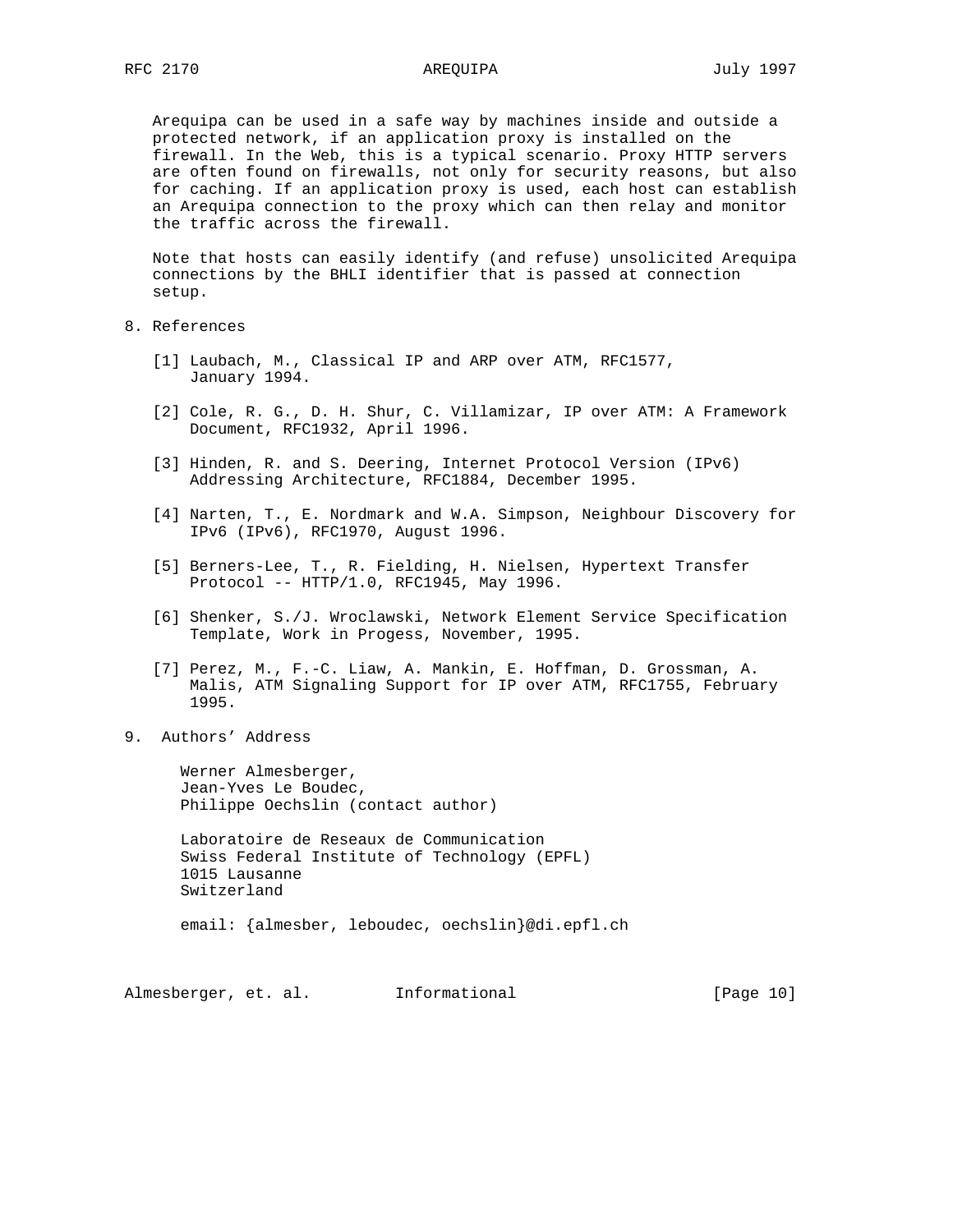Arequipa can be used in a safe way by machines inside and outside a protected network, if an application proxy is installed on the firewall. In the Web, this is a typical scenario. Proxy HTTP servers are often found on firewalls, not only for security reasons, but also for caching. If an application proxy is used, each host can establish an Arequipa connection to the proxy which can then relay and monitor the traffic across the firewall.

Note that hosts can easily identify (and refuse) unsolicited Arequipa connections by the BHLI identifier that is passed at connection setup.

## 8. References

[1] Laubach, M., Classical IP and ARP over ATM, RFC1577, January 1994.

[2] Cole, R. G., D. H. Shur, C. Villamizar, IP over ATM: A Framework Document, RFC1932, April 1996.

[3] Hinden, R. and S. Deering, Internet Protocol Version (IPv6) Addressing Architecture, RFC1884, December 1995.

[4] Narten, T., E. Nordmark and W.A. Simpson, Neighbour Discovery for IPv6 (IPv6), RFC1970, August 1996.

[5] Berners-Lee, T., R. Fielding, H. Nielsen, Hypertext Transfer Protocol -- HTTP/1.0, RFC1945, May 1996.

[6] Shenker, S./J. Wroclawski, Network Element Service Specification Template, Work in Progess, November, 1995.

[7] Perez, M., F.-C. Liaw, A. Mankin, E. Hoffman, D. Grossman, A. Malis, ATM Signaling Support for IP over ATM, RFC1755, February 1995.

## 9. Authors' Address

Werner Almesberger,
Jean-Yves Le Boudec,
Philippe Oechslin (contact author)

Laboratoire de Reseaux de Communication
Swiss Federal Institute of Technology (EPFL)
1015 Lausanne
Switzerland

email: {almesber, leboudec, oechslin}@di.epfl.ch